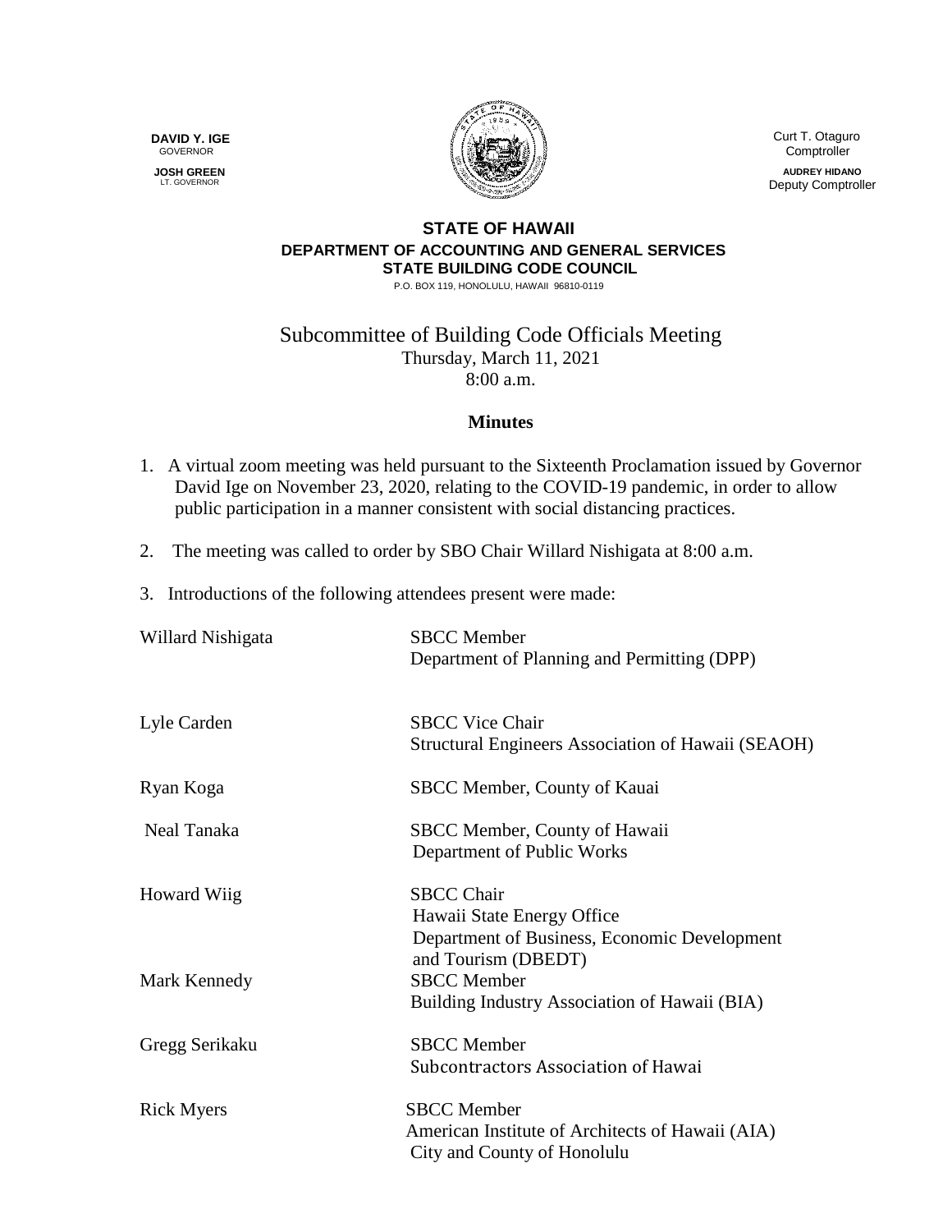**DAVID Y. IGE**
GOVERNOR

**JOSH GREEN**
LT. GOVERNOR

Curt T. Otaguro
Comptroller

**AUDREY HIDANO**
Deputy Comptroller

**STATE OF HAWAII**
**DEPARTMENT OF ACCOUNTING AND GENERAL SERVICES**
**STATE BUILDING CODE COUNCIL**
P.O. BOX 119, HONOLULU, HAWAII 96810-0119

# Subcommittee of Building Code Officials Meeting

Thursday, March 11, 2021
8:00 a.m.

## Minutes

1. A virtual zoom meeting was held pursuant to the Sixteenth Proclamation issued by Governor David Ige on November 23, 2020, relating to the COVID-19 pandemic, in order to allow public participation in a manner consistent with social distancing practices.

2. The meeting was called to order by SBO Chair Willard Nishigata at 8:00 a.m.

3. Introductions of the following attendees present were made:

| | |
|---|---|
| Willard Nishigata | SBCC Member<br>Department of Planning and Permitting (DPP) |
| Lyle Carden | SBCC Vice Chair<br>Structural Engineers Association of Hawaii (SEAOH) |
| Ryan Koga | SBCC Member, County of Kauai |
| Neal Tanaka | SBCC Member, County of Hawaii<br>Department of Public Works |
| Howard Wiig | SBCC Chair<br>Hawaii State Energy Office<br>Department of Business, Economic Development and Tourism (DBEDT) |
| Mark Kennedy | SBCC Member<br>Building Industry Association of Hawaii (BIA) |
| Gregg Serikaku | SBCC Member<br>Subcontractors Association of Hawai |
| Rick Myers | SBCC Member<br>American Institute of Architects of Hawaii (AIA)<br>City and County of Honolulu |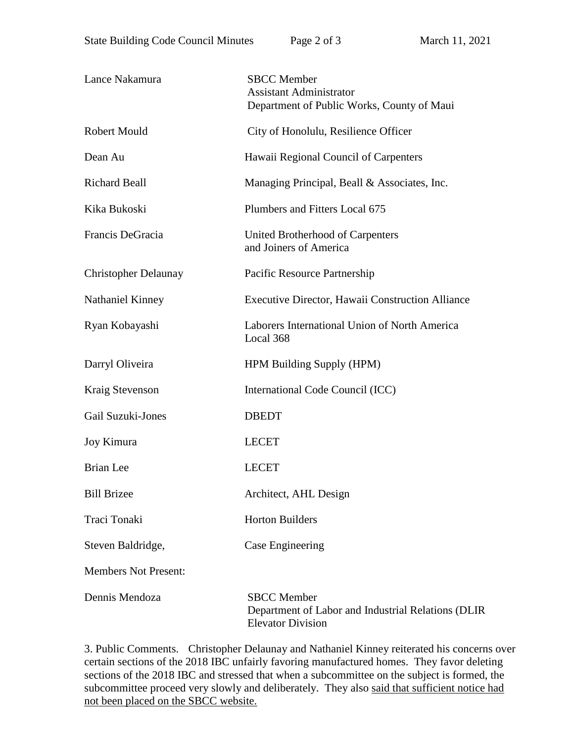| | |
|---|---|
| Lance Nakamura | SBCC Member<br>Assistant Administrator<br>Department of Public Works, County of Maui |
| Robert Mould | City of Honolulu, Resilience Officer |
| Dean Au | Hawaii Regional Council of Carpenters |
| Richard Beall | Managing Principal, Beall & Associates, Inc. |
| Kika Bukoski | Plumbers and Fitters Local 675 |
| Francis DeGracia | United Brotherhood of Carpenters and Joiners of America |
| Christopher Delaunay | Pacific Resource Partnership |
| Nathaniel Kinney | Executive Director, Hawaii Construction Alliance |
| Ryan Kobayashi | Laborers International Union of North America Local 368 |
| Darryl Oliveira | HPM Building Supply (HPM) |
| Kraig Stevenson | International Code Council (ICC) |
| Gail Suzuki-Jones | DBEDT |
| Joy Kimura | LECET |
| Brian Lee | LECET |
| Bill Brizee | Architect, AHL Design |
| Traci Tonaki | Horton Builders |
| Steven Baldridge, | Case Engineering |

Members Not Present:

| | |
|---|---|
| Dennis Mendoza | SBCC Member<br>Department of Labor and Industrial Relations (DLIR<br>Elevator Division |

3. Public Comments. Christopher Delaunay and Nathaniel Kinney reiterated his concerns over certain sections of the 2018 IBC unfairly favoring manufactured homes. They favor deleting sections of the 2018 IBC and stressed that when a subcommittee on the subject is formed, the subcommittee proceed very slowly and deliberately. They also <u>said that sufficient notice had not been placed on the SBCC website.</u>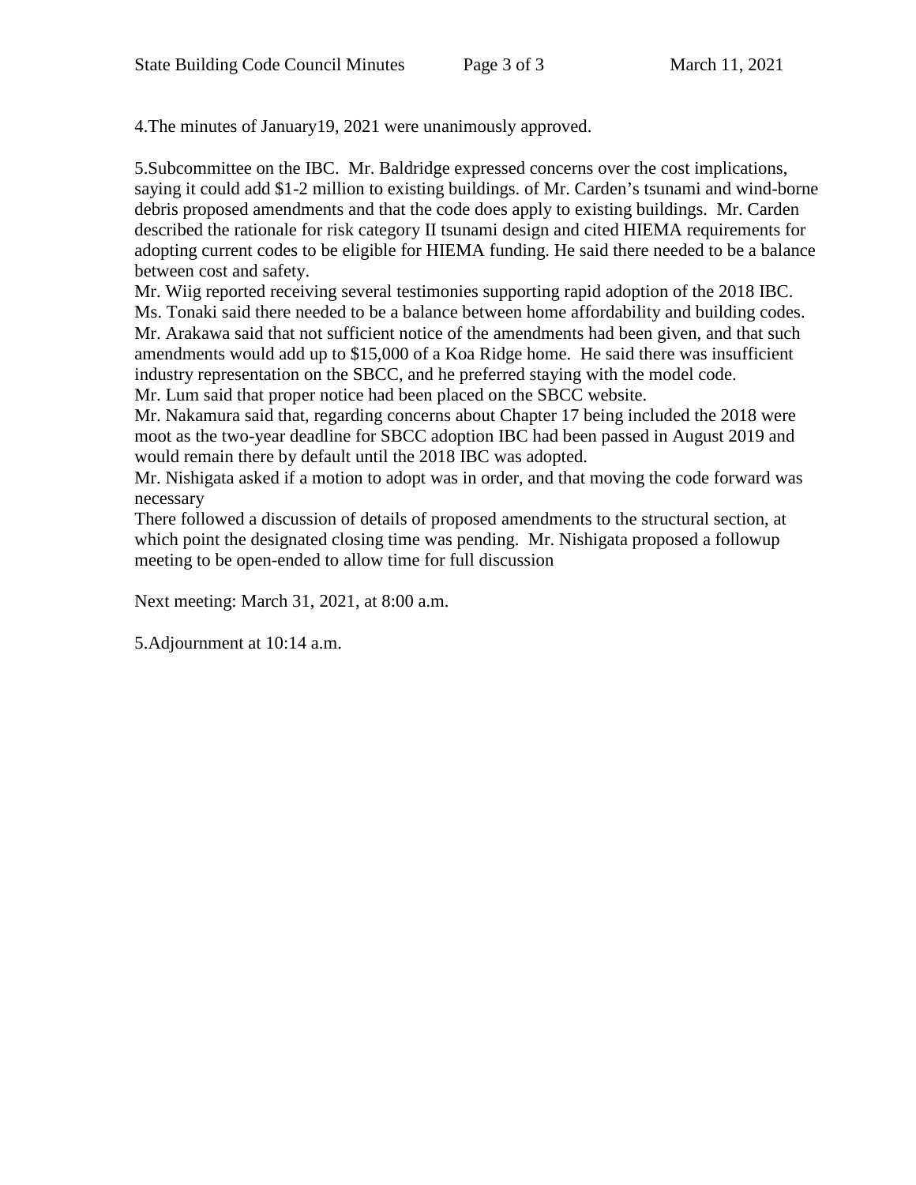4.The minutes of January19, 2021 were unanimously approved.

5.Subcommittee on the IBC. Mr. Baldridge expressed concerns over the cost implications, saying it could add $1-2 million to existing buildings. of Mr. Carden's tsunami and wind-borne debris proposed amendments and that the code does apply to existing buildings. Mr. Carden described the rationale for risk category II tsunami design and cited HIEMA requirements for adopting current codes to be eligible for HIEMA funding. He said there needed to be a balance between cost and safety.
Mr. Wiig reported receiving several testimonies supporting rapid adoption of the 2018 IBC.
Ms. Tonaki said there needed to be a balance between home affordability and building codes.
Mr. Arakawa said that not sufficient notice of the amendments had been given, and that such amendments would add up to $15,000 of a Koa Ridge home. He said there was insufficient industry representation on the SBCC, and he preferred staying with the model code.
Mr. Lum said that proper notice had been placed on the SBCC website.
Mr. Nakamura said that, regarding concerns about Chapter 17 being included the 2018 were moot as the two-year deadline for SBCC adoption IBC had been passed in August 2019 and would remain there by default until the 2018 IBC was adopted.
Mr. Nishigata asked if a motion to adopt was in order, and that moving the code forward was necessary
There followed a discussion of details of proposed amendments to the structural section, at which point the designated closing time was pending. Mr. Nishigata proposed a followup meeting to be open-ended to allow time for full discussion

Next meeting: March 31, 2021, at 8:00 a.m.

5.Adjournment at 10:14 a.m.